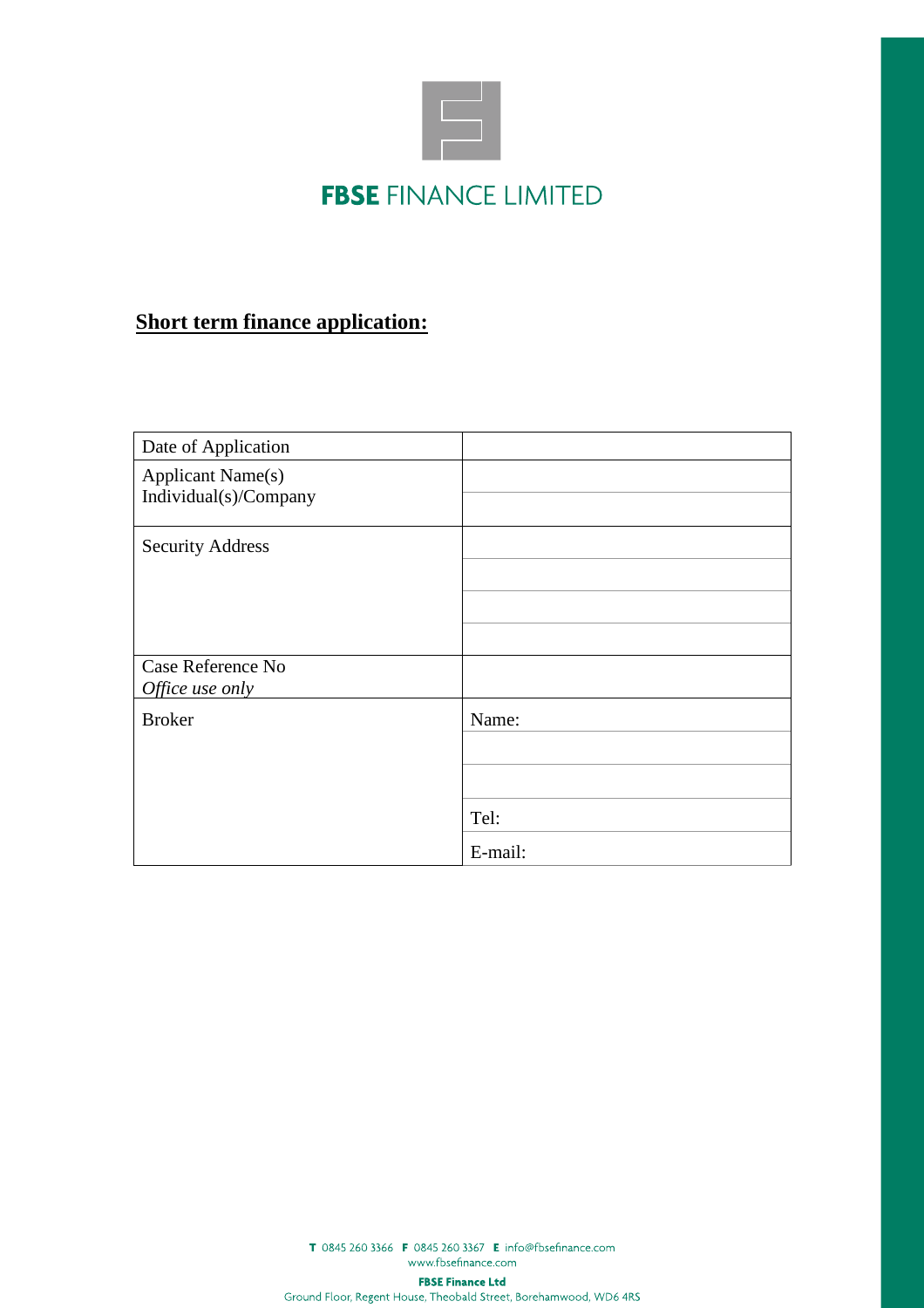# FBSE FINANCE LIMITED

## Short term finance application:

| | |
|---|---|
| Date of Application | |
| Applicant Name(s) Individual(s)/Company | |
| | |
| Security Address | |
| | |
| | |
| | |
| Case Reference No *Office use only* | |
| Broker | Name: |
| | |
| | |
| | Tel: |
| | E-mail: |

**T** 0845 260 3366 **F** 0845 260 3367 **E** info@fbsefinance.com
www.fbsefinance.com

**FBSE Finance Ltd**
Ground Floor, Regent House, Theobald Street, Borehamwood, WD6 4RS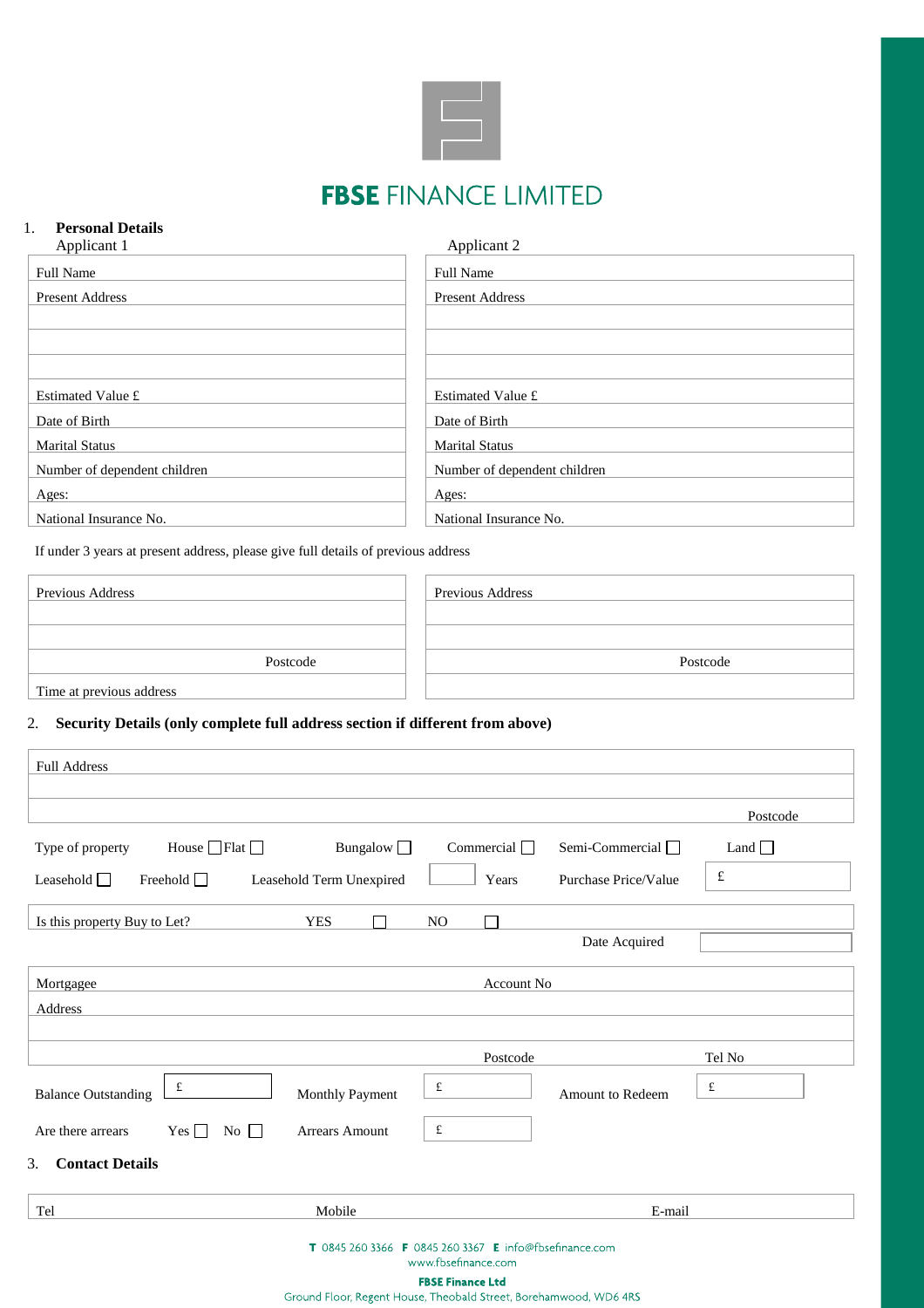# FBSE FINANCE LIMITED

## 1. Personal Details

| Applicant 1 | Applicant 2 |
|---|---|
| Full Name | Full Name |
| Present Address | Present Address |
| | |
| | |
| | |
| Estimated Value £ | Estimated Value £ |
| Date of Birth | Date of Birth |
| Marital Status | Marital Status |
| Number of dependent children | Number of dependent children |
| Ages: | Ages: |
| National Insurance No. | National Insurance No. |

If under 3 years at present address, please give full details of previous address

| | |
|---|---|
| Previous Address | Previous Address |
| | |
| Postcode | Postcode |
| Time at previous address | |

## 2. Security Details (only complete full address section if different from above)

| Full Address | |
|---|---|
| | |
| | Postcode |

Type of property House ☐ Flat ☐ Bungalow ☐ Commercial ☐ Semi-Commercial ☐ Land ☐

Leasehold ☐ Freehold ☐ Leasehold Term Unexpired [ ] Years Purchase Price/Value £

Is this property Buy to Let? YES ☐ NO ☐

Date Acquired [ ]

| Mortgagee | Account No | |
|---|---|---|
| Address | | |
| | | |
| | Postcode | Tel No |

Balance Outstanding £ Monthly Payment £ Amount to Redeem £

Are there arrears Yes ☐ No ☐ Arrears Amount £

## 3. Contact Details

| Tel | Mobile | E-mail |
|---|---|---|

**T** 0845 260 3366 **F** 0845 260 3367 **E** info@fbsefinance.com
www.fbsefinance.com

**FBSE Finance Ltd**
Ground Floor, Regent House, Theobald Street, Borehamwood, WD6 4RS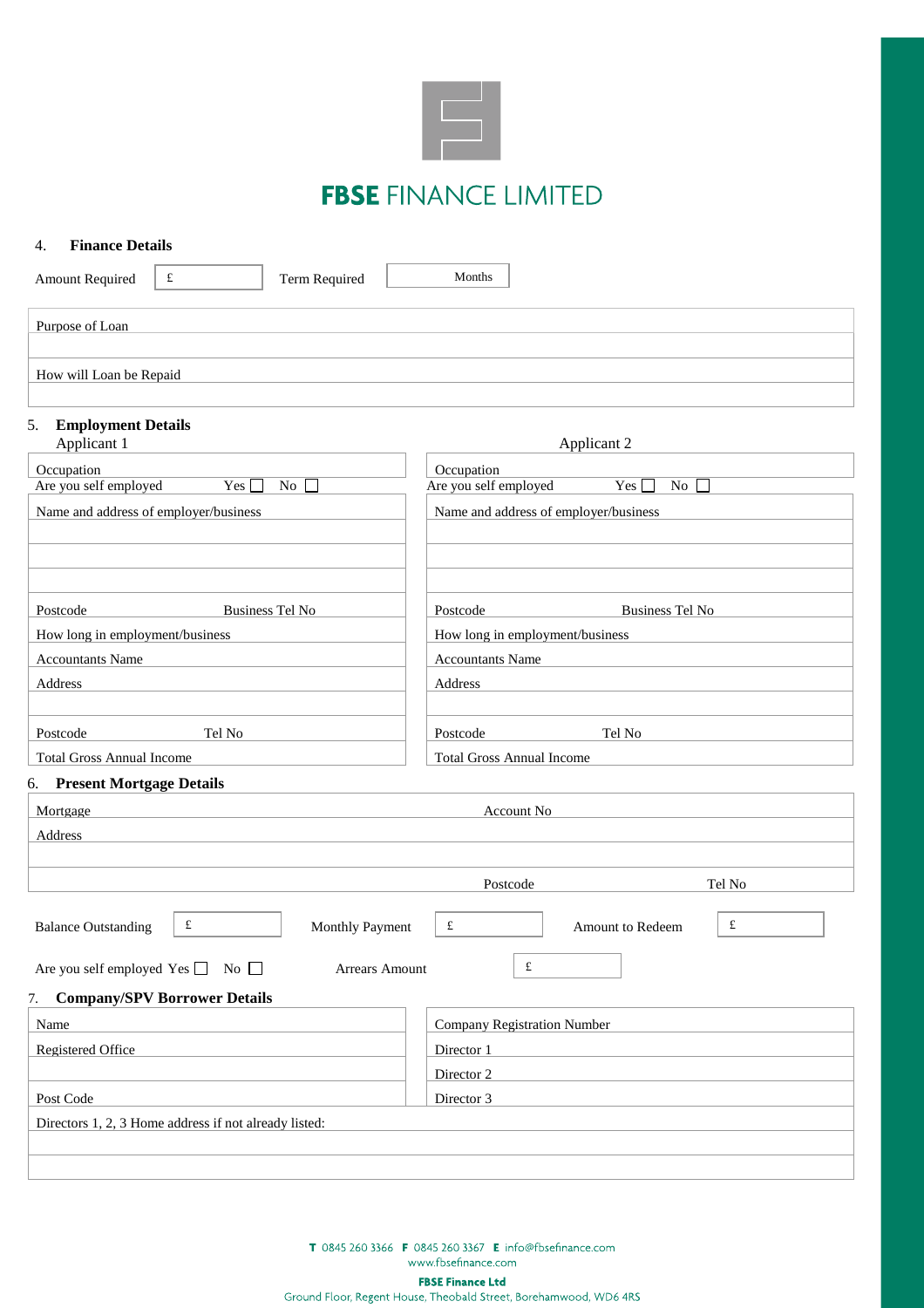# FBSE FINANCE LIMITED

## 4. Finance Details

Amount Required £ &nbsp;&nbsp;&nbsp;&nbsp; Term Required Months

Purpose of Loan

How will Loan be Repaid

## 5. Employment Details

| Applicant 1 | | Applicant 2 | |
|---|---|---|---|
| Occupation | | Occupation | |
| Are you self employed | Yes ☐ No ☐ | Are you self employed | Yes ☐ No ☐ |
| Name and address of employer/business | | Name and address of employer/business | |
| | | | |
| | | | |
| | | | |
| Postcode | Business Tel No | Postcode | Business Tel No |
| How long in employment/business | | How long in employment/business | |
| Accountants Name | | Accountants Name | |
| Address | | Address | |
| | | | |
| Postcode | Tel No | Postcode | Tel No |
| Total Gross Annual Income | | Total Gross Annual Income | |

## 6. Present Mortgage Details

| | | | |
|---|---|---|---|
| Mortgage | | Account No | |
| Address | | | |
| | | | |
| | | Postcode | Tel No |

Balance Outstanding £ &nbsp;&nbsp;&nbsp;&nbsp; Monthly Payment £ &nbsp;&nbsp;&nbsp;&nbsp; Amount to Redeem £

Are you self employed Yes ☐ No ☐ &nbsp;&nbsp;&nbsp;&nbsp; Arrears Amount £

## 7. Company/SPV Borrower Details

| | |
|---|---|
| Name | Company Registration Number |
| Registered Office | Director 1 |
| | Director 2 |
| Post Code | Director 3 |

Directors 1, 2, 3 Home address if not already listed:

**T** 0845 260 3366 **F** 0845 260 3367 **E** info@fbsefinance.com
www.fbsefinance.com

**FBSE Finance Ltd**
Ground Floor, Regent House, Theobald Street, Borehamwood, WD6 4RS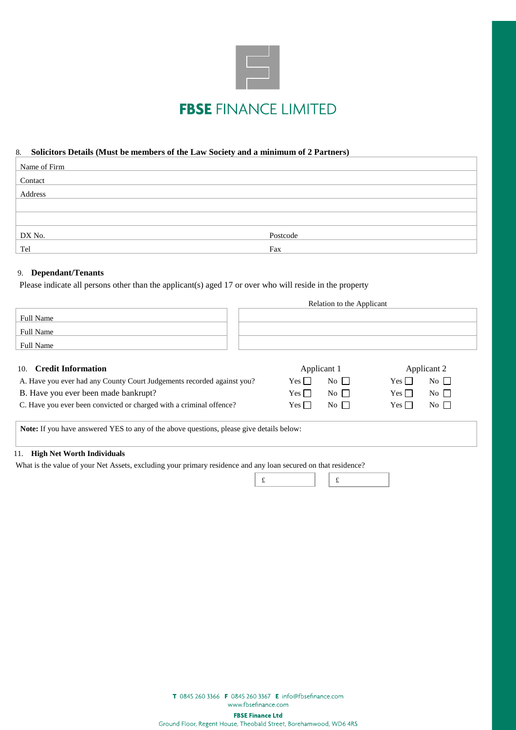# FBSE FINANCE LIMITED

## 8. Solicitors Details (Must be members of the Law Society and a minimum of 2 Partners)

| | |
|---|---|
| Name of Firm | |
| Contact | |
| Address | |
| | |
| | |
| DX No. | Postcode |
| Tel | Fax |

## 9. Dependant/Tenants

Please indicate all persons other than the applicant(s) aged 17 or over who will reside in the property

| | Relation to the Applicant |
|---|---|
| Full Name | |
| Full Name | |
| Full Name | |

## 10. Credit Information

| | Applicant 1 | | Applicant 2 | |
|---|---|---|---|---|
| A. Have you ever had any County Court Judgements recorded against you? | Yes ☐ | No ☐ | Yes ☐ | No ☐ |
| B. Have you ever been made bankrupt? | Yes ☐ | No ☐ | Yes ☐ | No ☐ |
| C. Have you ever been convicted or charged with a criminal offence? | Yes ☐ | No ☐ | Yes ☐ | No ☐ |

**Note:** If you have answered YES to any of the above questions, please give details below:

## 11. High Net Worth Individuals

What is the value of your Net Assets, excluding your primary residence and any loan secured on that residence?

| £ | £ |
|---|---|

**T** 0845 260 3366 **F** 0845 260 3367 **E** info@fbsefinance.com
www.fbsefinance.com

**FBSE Finance Ltd**
Ground Floor, Regent House, Theobald Street, Borehamwood, WD6 4RS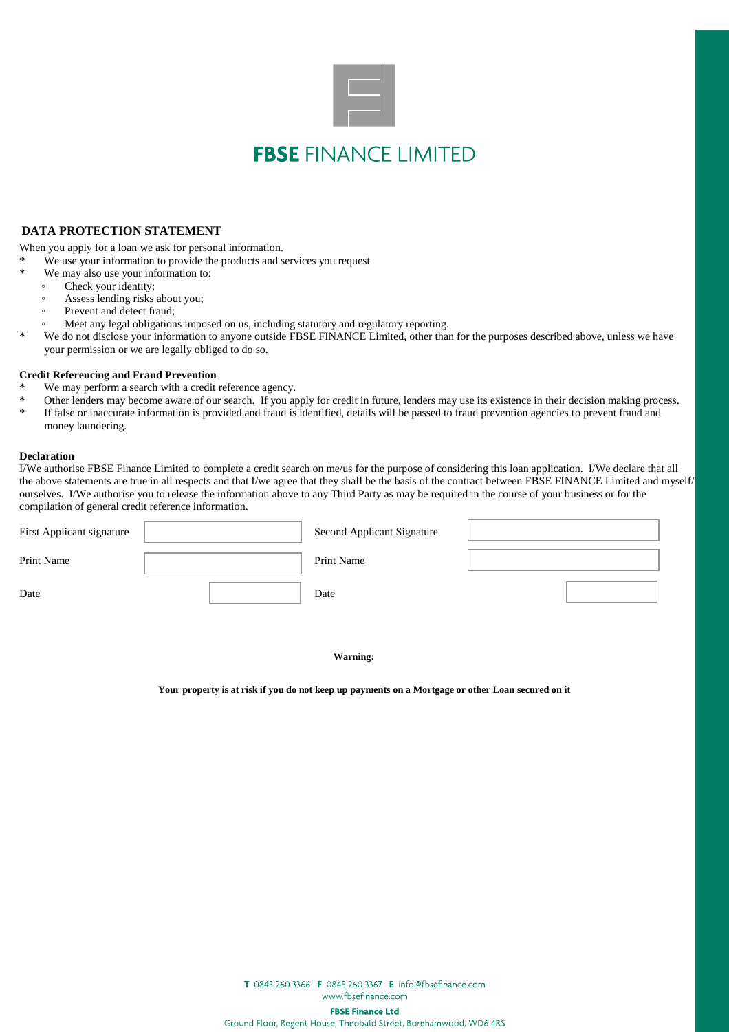**FBSE** FINANCE LIMITED

## DATA PROTECTION STATEMENT

When you apply for a loan we ask for personal information.

* We use your information to provide the products and services you request
* We may also use your information to:
  - Check your identity;
  - Assess lending risks about you;
  - Prevent and detect fraud;
  - Meet any legal obligations imposed on us, including statutory and regulatory reporting.
* We do not disclose your information to anyone outside FBSE FINANCE Limited, other than for the purposes described above, unless we have your permission or we are legally obliged to do so.

**Credit Referencing and Fraud Prevention**

* We may perform a search with a credit reference agency.
* Other lenders may become aware of our search. If you apply for credit in future, lenders may use its existence in their decision making process.
* If false or inaccurate information is provided and fraud is identified, details will be passed to fraud prevention agencies to prevent fraud and money laundering.

**Declaration**

I/We authorise FBSE Finance Limited to complete a credit search on me/us for the purpose of considering this loan application. I/We declare that all the above statements are true in all respects and that I/we agree that they shall be the basis of the contract between FBSE FINANCE Limited and myself/ ourselves. I/We authorise you to release the information above to any Third Party as may be required in the course of your business or for the compilation of general credit reference information.

| | | | |
|---|---|---|---|
| First Applicant signature | | Second Applicant Signature | |
| Print Name | | Print Name | |
| Date | | Date | |

**Warning:**

**Your property is at risk if you do not keep up payments on a Mortgage or other Loan secured on it**

**T** 0845 260 3366 **F** 0845 260 3367 **E** info@fbsefinance.com
www.fbsefinance.com

**FBSE Finance Ltd**
Ground Floor, Regent House, Theobald Street, Borehamwood, WD6 4RS